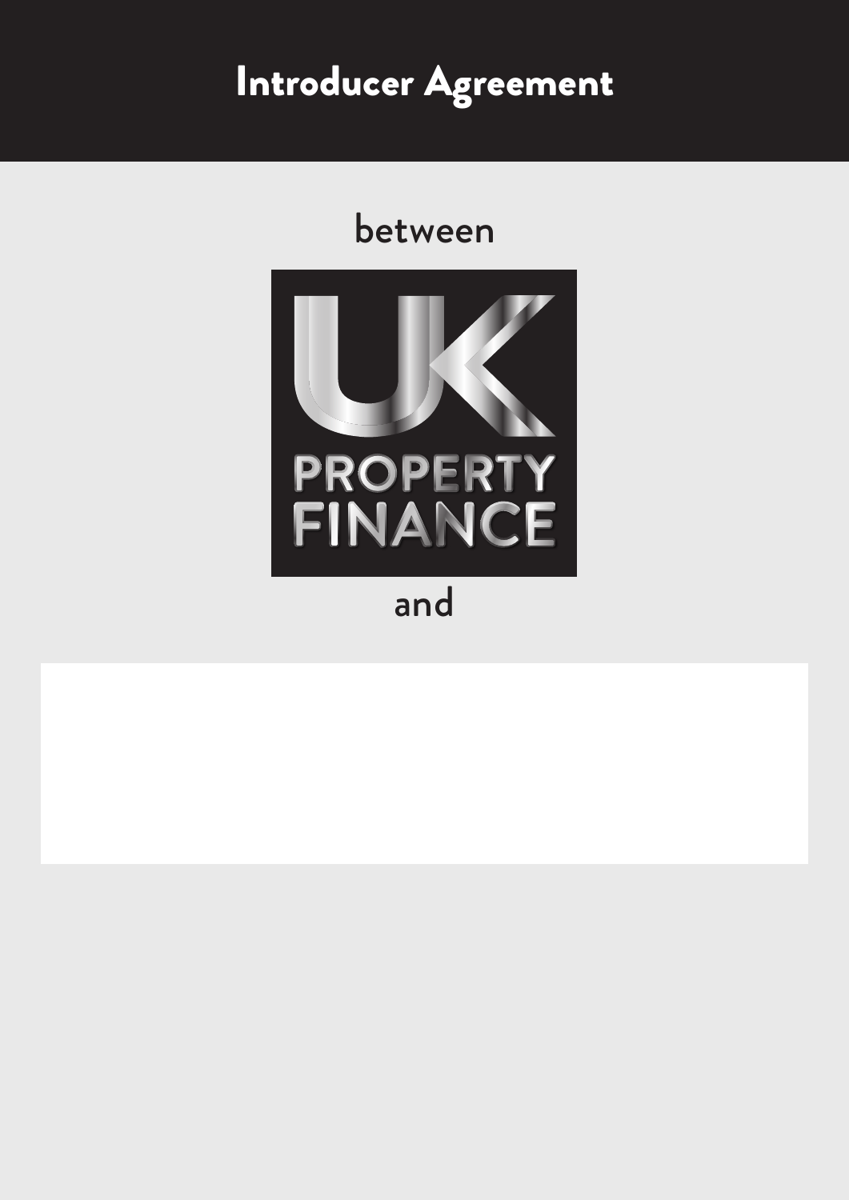# Introducer Agreement

between

UK PROPERTY FINANCE

and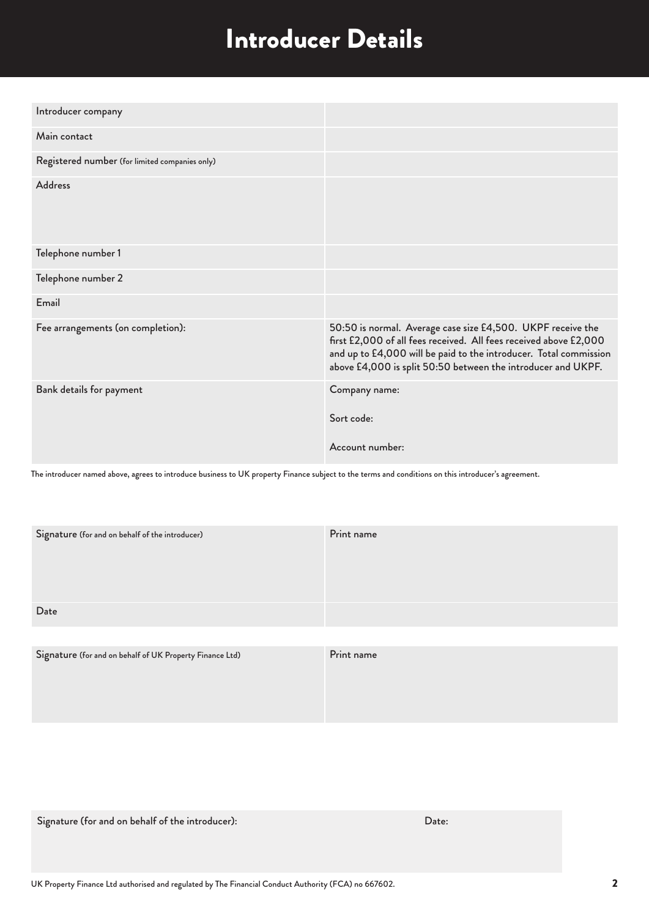# Introducer Details

| Introducer company | |
|---|---|
| Main contact | |
| Registered number (for limited companies only) | |
| Address | |
| Telephone number 1 | |
| Telephone number 2 | |
| Email | |
| Fee arrangements (on completion): | 50:50 is normal. Average case size £4,500. UKPF receive the first £2,000 of all fees received. All fees received above £2,000 and up to £4,000 will be paid to the introducer. Total commission above £4,000 is split 50:50 between the introducer and UKPF. |
| Bank details for payment | Company name:<br><br>Sort code:<br><br>Account number: |

The introducer named above, agrees to introduce business to UK property Finance subject to the terms and conditions on this introducer's agreement.

| Signature (for and on behalf of the introducer) | Print name |
|---|---|
| Date | |

| Signature (for and on behalf of UK Property Finance Ltd) | Print name |
|---|---|

| Signature (for and on behalf of the introducer): | Date: |
|---|---|

UK Property Finance Ltd authorised and regulated by The Financial Conduct Authority (FCA) no 667602.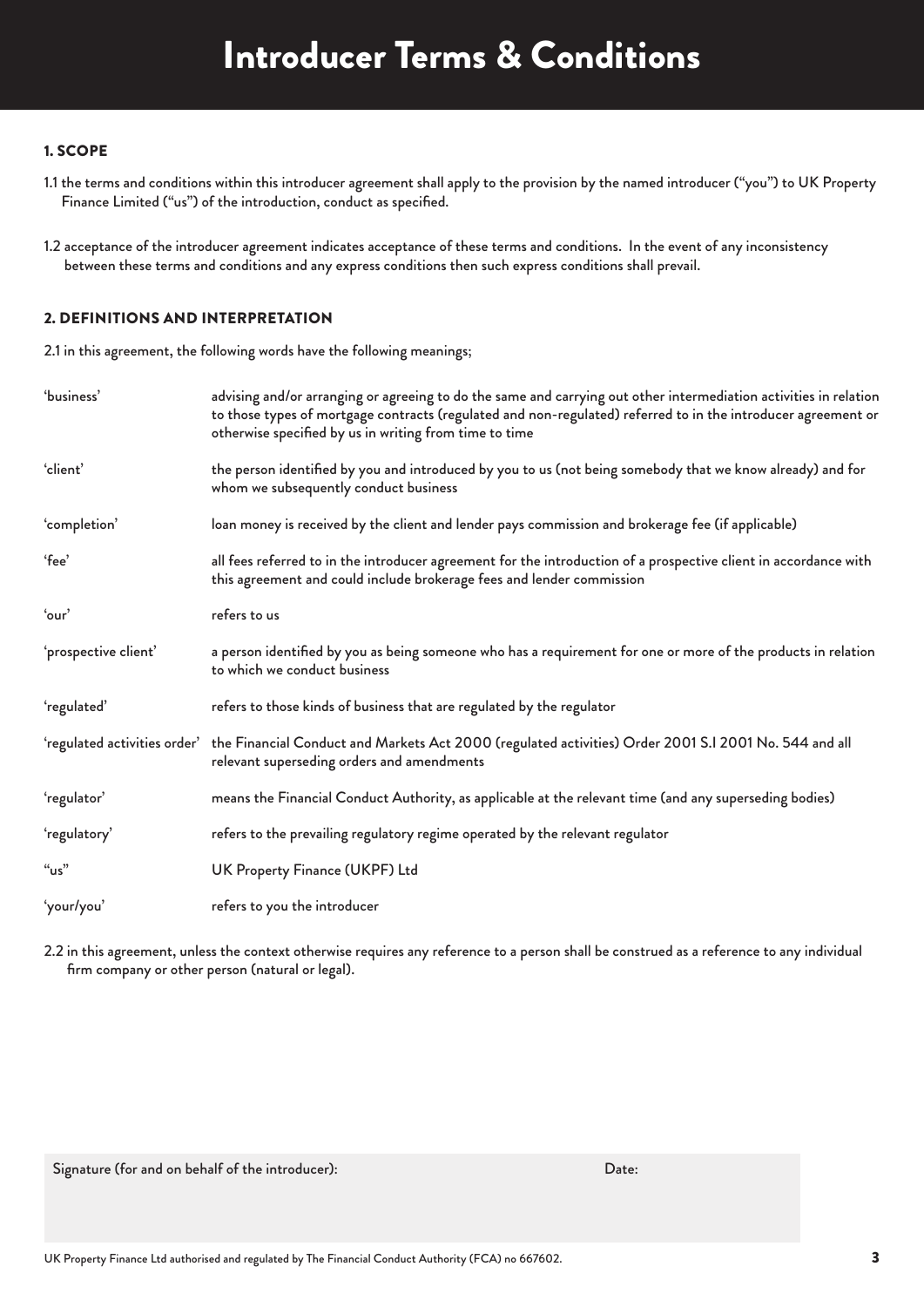# Introducer Terms & Conditions

## 1. SCOPE

1.1 the terms and conditions within this introducer agreement shall apply to the provision by the named introducer ("you") to UK Property Finance Limited ("us") of the introduction, conduct as specified.

1.2 acceptance of the introducer agreement indicates acceptance of these terms and conditions. In the event of any inconsistency between these terms and conditions and any express conditions then such express conditions shall prevail.

## 2. DEFINITIONS AND INTERPRETATION

2.1 in this agreement, the following words have the following meanings;

| | |
|---|---|
| 'business' | advising and/or arranging or agreeing to do the same and carrying out other intermediation activities in relation to those types of mortgage contracts (regulated and non-regulated) referred to in the introducer agreement or otherwise specified by us in writing from time to time |
| 'client' | the person identified by you and introduced by you to us (not being somebody that we know already) and for whom we subsequently conduct business |
| 'completion' | loan money is received by the client and lender pays commission and brokerage fee (if applicable) |
| 'fee' | all fees referred to in the introducer agreement for the introduction of a prospective client in accordance with this agreement and could include brokerage fees and lender commission |
| 'our' | refers to us |
| 'prospective client' | a person identified by you as being someone who has a requirement for one or more of the products in relation to which we conduct business |
| 'regulated' | refers to those kinds of business that are regulated by the regulator |
| 'regulated activities order' | the Financial Conduct and Markets Act 2000 (regulated activities) Order 2001 S.I 2001 No. 544 and all relevant superseding orders and amendments |
| 'regulator' | means the Financial Conduct Authority, as applicable at the relevant time (and any superseding bodies) |
| 'regulatory' | refers to the prevailing regulatory regime operated by the relevant regulator |
| "us" | UK Property Finance (UKPF) Ltd |
| 'your/you' | refers to you the introducer |

2.2 in this agreement, unless the context otherwise requires any reference to a person shall be construed as a reference to any individual firm company or other person (natural or legal).

Signature (for and on behalf of the introducer): Date:

UK Property Finance Ltd authorised and regulated by The Financial Conduct Authority (FCA) no 667602.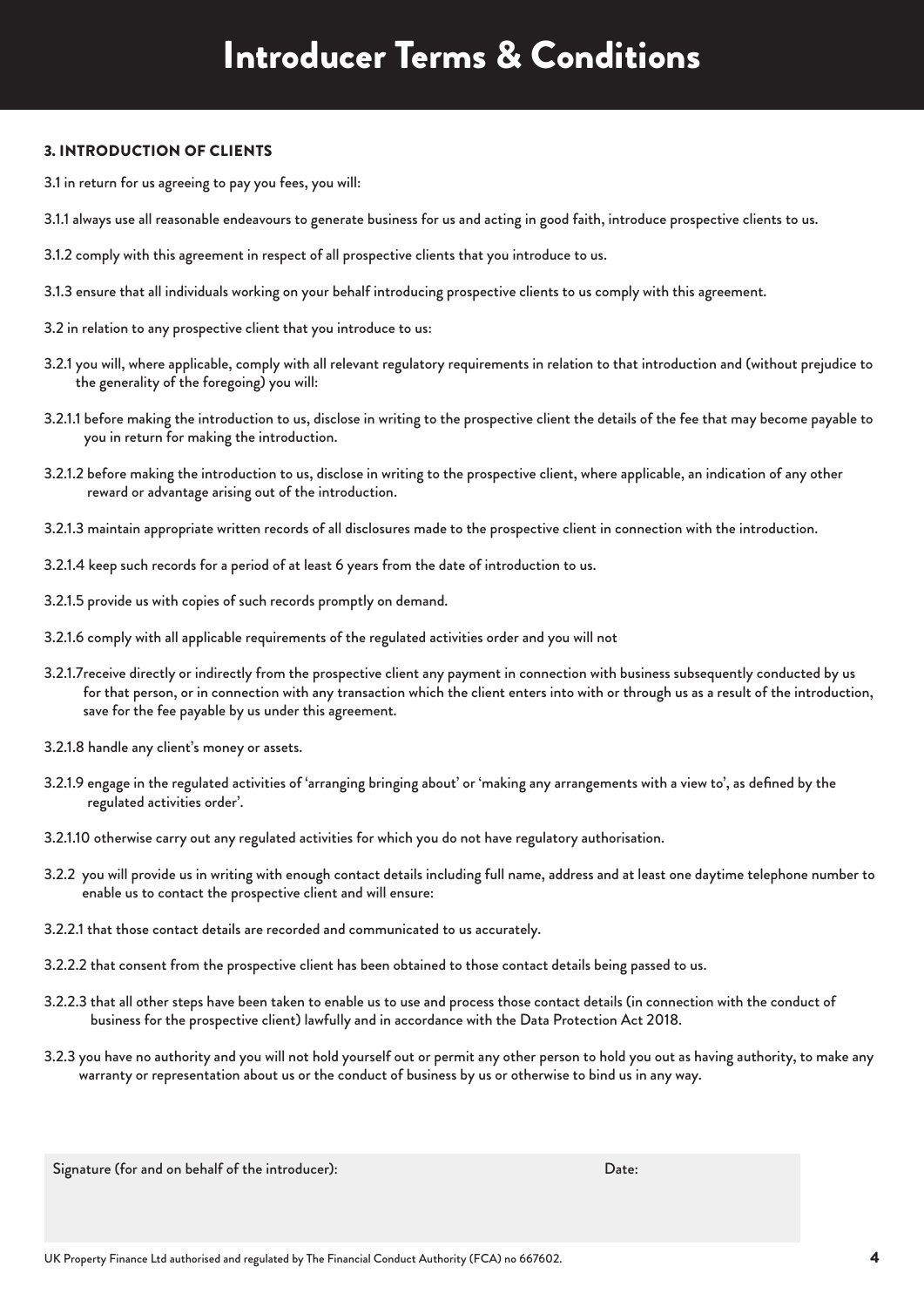# Introducer Terms & Conditions

### 3. INTRODUCTION OF CLIENTS

3.1 in return for us agreeing to pay you fees, you will:

3.1.1 always use all reasonable endeavours to generate business for us and acting in good faith, introduce prospective clients to us.

3.1.2 comply with this agreement in respect of all prospective clients that you introduce to us.

3.1.3 ensure that all individuals working on your behalf introducing prospective clients to us comply with this agreement.

3.2 in relation to any prospective client that you introduce to us:

3.2.1 you will, where applicable, comply with all relevant regulatory requirements in relation to that introduction and (without prejudice to the generality of the foregoing) you will:

3.2.1.1 before making the introduction to us, disclose in writing to the prospective client the details of the fee that may become payable to you in return for making the introduction.

3.2.1.2 before making the introduction to us, disclose in writing to the prospective client, where applicable, an indication of any other reward or advantage arising out of the introduction.

3.2.1.3 maintain appropriate written records of all disclosures made to the prospective client in connection with the introduction.

3.2.1.4 keep such records for a period of at least 6 years from the date of introduction to us.

3.2.1.5 provide us with copies of such records promptly on demand.

3.2.1.6 comply with all applicable requirements of the regulated activities order and you will not

3.2.1.7receive directly or indirectly from the prospective client any payment in connection with business subsequently conducted by us for that person, or in connection with any transaction which the client enters into with or through us as a result of the introduction, save for the fee payable by us under this agreement.

3.2.1.8 handle any client's money or assets.

3.2.1.9 engage in the regulated activities of 'arranging bringing about' or 'making any arrangements with a view to', as defined by the regulated activities order'.

3.2.1.10 otherwise carry out any regulated activities for which you do not have regulatory authorisation.

3.2.2 you will provide us in writing with enough contact details including full name, address and at least one daytime telephone number to enable us to contact the prospective client and will ensure:

3.2.2.1 that those contact details are recorded and communicated to us accurately.

3.2.2.2 that consent from the prospective client has been obtained to those contact details being passed to us.

3.2.2.3 that all other steps have been taken to enable us to use and process those contact details (in connection with the conduct of business for the prospective client) lawfully and in accordance with the Data Protection Act 2018.

3.2.3 you have no authority and you will not hold yourself out or permit any other person to hold you out as having authority, to make any warranty or representation about us or the conduct of business by us or otherwise to bind us in any way.

| Signature (for and on behalf of the introducer): | Date: |
| --- | --- |
| | |

UK Property Finance Ltd authorised and regulated by The Financial Conduct Authority (FCA) no 667602.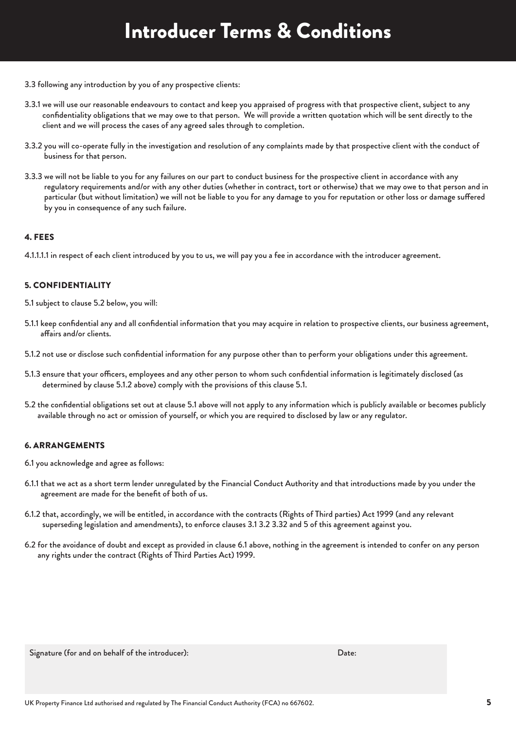# Introducer Terms & Conditions

3.3 following any introduction by you of any prospective clients:

3.3.1 we will use our reasonable endeavours to contact and keep you appraised of progress with that prospective client, subject to any confidentiality obligations that we may owe to that person. We will provide a written quotation which will be sent directly to the client and we will process the cases of any agreed sales through to completion.

3.3.2 you will co-operate fully in the investigation and resolution of any complaints made by that prospective client with the conduct of business for that person.

3.3.3 we will not be liable to you for any failures on our part to conduct business for the prospective client in accordance with any regulatory requirements and/or with any other duties (whether in contract, tort or otherwise) that we may owe to that person and in particular (but without limitation) we will not be liable to you for any damage to you for reputation or other loss or damage suffered by you in consequence of any such failure.

### 4. FEES

4.1.1.1.1 in respect of each client introduced by you to us, we will pay you a fee in accordance with the introducer agreement.

### 5. CONFIDENTIALITY

5.1 subject to clause 5.2 below, you will:

5.1.1 keep confidential any and all confidential information that you may acquire in relation to prospective clients, our business agreement, affairs and/or clients.

5.1.2 not use or disclose such confidential information for any purpose other than to perform your obligations under this agreement.

5.1.3 ensure that your officers, employees and any other person to whom such confidential information is legitimately disclosed (as determined by clause 5.1.2 above) comply with the provisions of this clause 5.1.

5.2 the confidential obligations set out at clause 5.1 above will not apply to any information which is publicly available or becomes publicly available through no act or omission of yourself, or which you are required to disclosed by law or any regulator.

### 6. ARRANGEMENTS

6.1 you acknowledge and agree as follows:

6.1.1 that we act as a short term lender unregulated by the Financial Conduct Authority and that introductions made by you under the agreement are made for the benefit of both of us.

6.1.2 that, accordingly, we will be entitled, in accordance with the contracts (Rights of Third parties) Act 1999 (and any relevant superseding legislation and amendments), to enforce clauses 3.1 3.2 3.32 and 5 of this agreement against you.

6.2 for the avoidance of doubt and except as provided in clause 6.1 above, nothing in the agreement is intended to confer on any person any rights under the contract (Rights of Third Parties Act) 1999.

| Signature (for and on behalf of the introducer): | Date: |
| --- | --- |
| | |

UK Property Finance Ltd authorised and regulated by The Financial Conduct Authority (FCA) no 667602.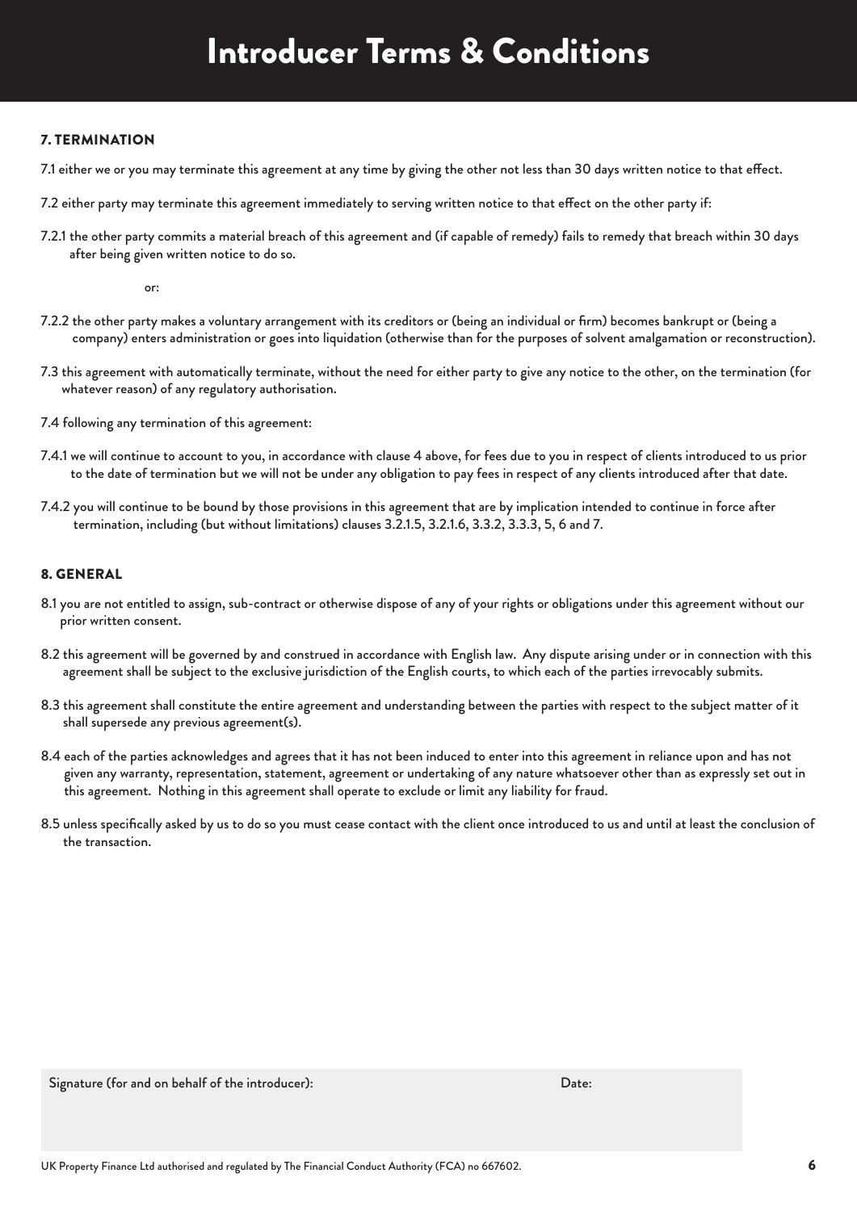# Introducer Terms & Conditions

## 7. TERMINATION

7.1 either we or you may terminate this agreement at any time by giving the other not less than 30 days written notice to that effect.

7.2 either party may terminate this agreement immediately to serving written notice to that effect on the other party if:

7.2.1 the other party commits a material breach of this agreement and (if capable of remedy) fails to remedy that breach within 30 days after being given written notice to do so.

or:

7.2.2 the other party makes a voluntary arrangement with its creditors or (being an individual or firm) becomes bankrupt or (being a company) enters administration or goes into liquidation (otherwise than for the purposes of solvent amalgamation or reconstruction).

7.3 this agreement with automatically terminate, without the need for either party to give any notice to the other, on the termination (for whatever reason) of any regulatory authorisation.

7.4 following any termination of this agreement:

7.4.1 we will continue to account to you, in accordance with clause 4 above, for fees due to you in respect of clients introduced to us prior to the date of termination but we will not be under any obligation to pay fees in respect of any clients introduced after that date.

7.4.2 you will continue to be bound by those provisions in this agreement that are by implication intended to continue in force after termination, including (but without limitations) clauses 3.2.1.5, 3.2.1.6, 3.3.2, 3.3.3, 5, 6 and 7.

## 8. GENERAL

8.1 you are not entitled to assign, sub-contract or otherwise dispose of any of your rights or obligations under this agreement without our prior written consent.

8.2 this agreement will be governed by and construed in accordance with English law. Any dispute arising under or in connection with this agreement shall be subject to the exclusive jurisdiction of the English courts, to which each of the parties irrevocably submits.

8.3 this agreement shall constitute the entire agreement and understanding between the parties with respect to the subject matter of it shall supersede any previous agreement(s).

8.4 each of the parties acknowledges and agrees that it has not been induced to enter into this agreement in reliance upon and has not given any warranty, representation, statement, agreement or undertaking of any nature whatsoever other than as expressly set out in this agreement. Nothing in this agreement shall operate to exclude or limit any liability for fraud.

8.5 unless specifically asked by us to do so you must cease contact with the client once introduced to us and until at least the conclusion of the transaction.

Signature (for and on behalf of the introducer):

Date:

UK Property Finance Ltd authorised and regulated by The Financial Conduct Authority (FCA) no 667602.